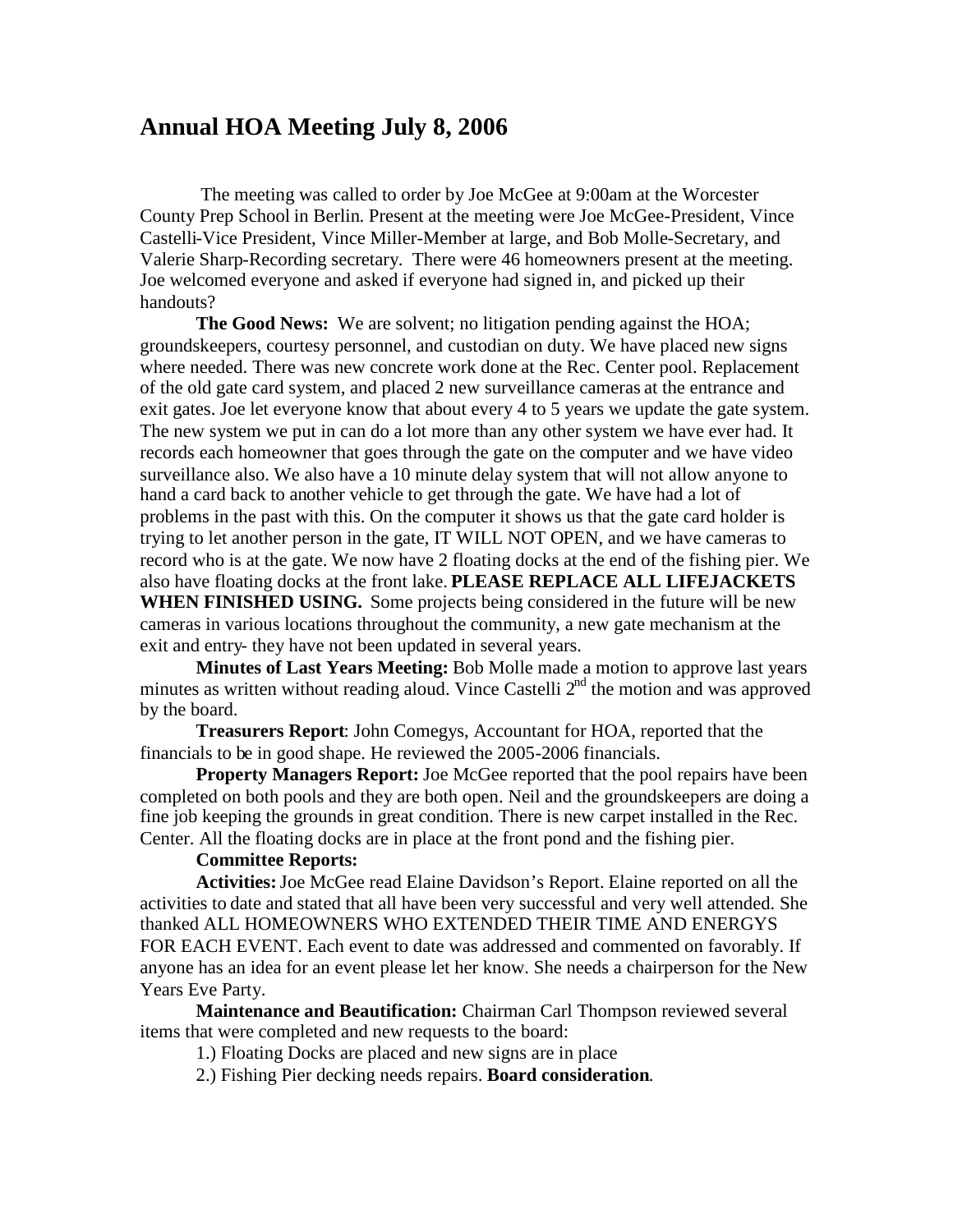# Annual HOA Meeting July 8, 2006

The meeting was called to order by Joe McGee at 9:00am at the Worcester County Prep School in Berlin. Present at the meeting were Joe McGee-President, Vince Castelli-Vice President, Vince Miller-Member at large, and Bob Molle-Secretary, and Valerie Sharp-Recording secretary. There were 46 homeowners present at the meeting. Joe welcomed everyone and asked if everyone had signed in, and picked up their handouts?

**The Good News:** We are solvent; no litigation pending against the HOA; groundskeepers, courtesy personnel, and custodian on duty. We have placed new signs where needed. There was new concrete work done at the Rec. Center pool. Replacement of the old gate card system, and placed 2 new surveillance cameras at the entrance and exit gates. Joe let everyone know that about every 4 to 5 years we update the gate system. The new system we put in can do a lot more than any other system we have ever had. It records each homeowner that goes through the gate on the computer and we have video surveillance also. We also have a 10 minute delay system that will not allow anyone to hand a card back to another vehicle to get through the gate. We have had a lot of problems in the past with this. On the computer it shows us that the gate card holder is trying to let another person in the gate, IT WILL NOT OPEN, and we have cameras to record who is at the gate. We now have 2 floating docks at the end of the fishing pier. We also have floating docks at the front lake. **PLEASE REPLACE ALL LIFEJACKETS WHEN FINISHED USING.** Some projects being considered in the future will be new cameras in various locations throughout the community, a new gate mechanism at the exit and entry- they have not been updated in several years.

**Minutes of Last Years Meeting:** Bob Molle made a motion to approve last years minutes as written without reading aloud. Vince Castelli 2nd the motion and was approved by the board.

**Treasurers Report**: John Comegys, Accountant for HOA, reported that the financials to be in good shape. He reviewed the 2005-2006 financials.

**Property Managers Report:** Joe McGee reported that the pool repairs have been completed on both pools and they are both open. Neil and the groundskeepers are doing a fine job keeping the grounds in great condition. There is new carpet installed in the Rec. Center. All the floating docks are in place at the front pond and the fishing pier.

**Committee Reports:**

**Activities:** Joe McGee read Elaine Davidson's Report. Elaine reported on all the activities to date and stated that all have been very successful and very well attended. She thanked ALL HOMEOWNERS WHO EXTENDED THEIR TIME AND ENERGYS FOR EACH EVENT. Each event to date was addressed and commented on favorably. If anyone has an idea for an event please let her know. She needs a chairperson for the New Years Eve Party.

**Maintenance and Beautification:** Chairman Carl Thompson reviewed several items that were completed and new requests to the board:

1.) Floating Docks are placed and new signs are in place

2.) Fishing Pier decking needs repairs. **Board consideration**.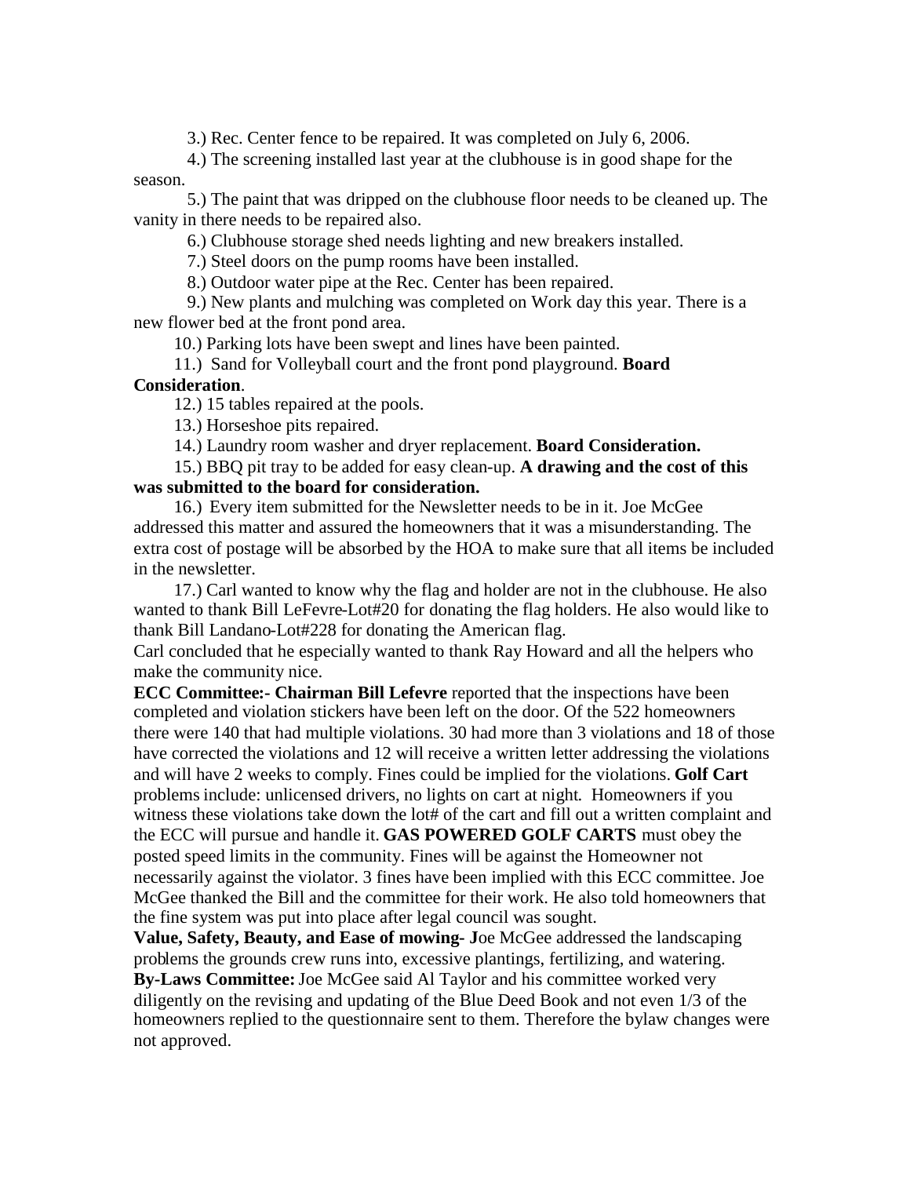3.) Rec. Center fence to be repaired. It was completed on July 6, 2006.

4.) The screening installed last year at the clubhouse is in good shape for the season.

5.) The paint that was dripped on the clubhouse floor needs to be cleaned up. The vanity in there needs to be repaired also.

6.) Clubhouse storage shed needs lighting and new breakers installed.

7.) Steel doors on the pump rooms have been installed.

8.) Outdoor water pipe at the Rec. Center has been repaired.

9.) New plants and mulching was completed on Work day this year. There is a new flower bed at the front pond area.

10.) Parking lots have been swept and lines have been painted.

11.) Sand for Volleyball court and the front pond playground. **Board Consideration**.

12.) 15 tables repaired at the pools.

13.) Horseshoe pits repaired.

14.) Laundry room washer and dryer replacement. **Board Consideration.**

15.) BBQ pit tray to be added for easy clean-up. **A drawing and the cost of this was submitted to the board for consideration.**

16.) Every item submitted for the Newsletter needs to be in it. Joe McGee addressed this matter and assured the homeowners that it was a misunderstanding. The extra cost of postage will be absorbed by the HOA to make sure that all items be included in the newsletter.

17.) Carl wanted to know why the flag and holder are not in the clubhouse. He also wanted to thank Bill LeFevre-Lot#20 for donating the flag holders. He also would like to thank Bill Landano-Lot#228 for donating the American flag.

Carl concluded that he especially wanted to thank Ray Howard and all the helpers who make the community nice.

**ECC Committee:- Chairman Bill Lefevre** reported that the inspections have been completed and violation stickers have been left on the door. Of the 522 homeowners there were 140 that had multiple violations. 30 had more than 3 violations and 18 of those have corrected the violations and 12 will receive a written letter addressing the violations and will have 2 weeks to comply. Fines could be implied for the violations. **Golf Cart** problems include: unlicensed drivers, no lights on cart at night. Homeowners if you witness these violations take down the lot# of the cart and fill out a written complaint and the ECC will pursue and handle it. **GAS POWERED GOLF CARTS** must obey the posted speed limits in the community. Fines will be against the Homeowner not necessarily against the violator. 3 fines have been implied with this ECC committee. Joe McGee thanked the Bill and the committee for their work. He also told homeowners that the fine system was put into place after legal council was sought.

**Value, Safety, Beauty, and Ease of mowing- J**oe McGee addressed the landscaping problems the grounds crew runs into, excessive plantings, fertilizing, and watering.

**By-Laws Committee:** Joe McGee said Al Taylor and his committee worked very diligently on the revising and updating of the Blue Deed Book and not even 1/3 of the homeowners replied to the questionnaire sent to them. Therefore the bylaw changes were not approved.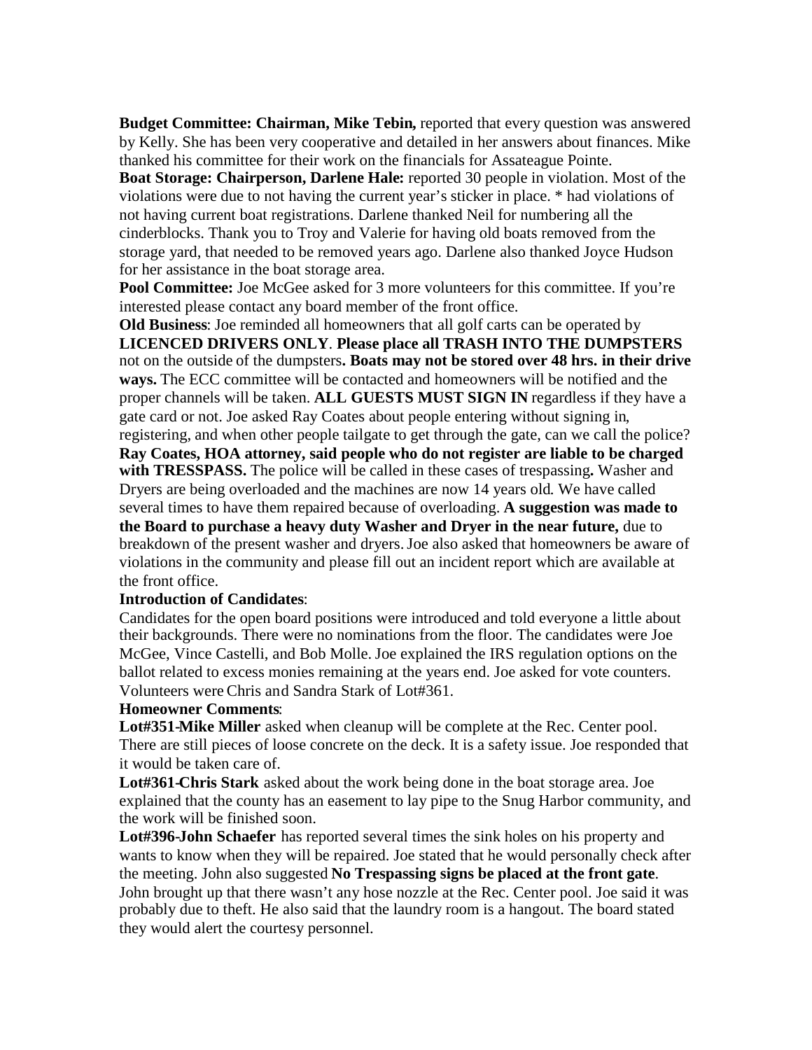**Budget Committee: Chairman, Mike Tebin,** reported that every question was answered by Kelly. She has been very cooperative and detailed in her answers about finances. Mike thanked his committee for their work on the financials for Assateague Pointe.

**Boat Storage: Chairperson, Darlene Hale:** reported 30 people in violation. Most of the violations were due to not having the current year's sticker in place. * had violations of not having current boat registrations. Darlene thanked Neil for numbering all the cinderblocks. Thank you to Troy and Valerie for having old boats removed from the storage yard, that needed to be removed years ago. Darlene also thanked Joyce Hudson for her assistance in the boat storage area.

**Pool Committee:** Joe McGee asked for 3 more volunteers for this committee. If you're interested please contact any board member of the front office.

**Old Business**: Joe reminded all homeowners that all golf carts can be operated by **LICENCED DRIVERS ONLY**. **Please place all TRASH INTO THE DUMPSTERS** not on the outside of the dumpsters**. Boats may not be stored over 48 hrs. in their drive ways.** The ECC committee will be contacted and homeowners will be notified and the proper channels will be taken. **ALL GUESTS MUST SIGN IN** regardless if they have a gate card or not. Joe asked Ray Coates about people entering without signing in, registering, and when other people tailgate to get through the gate, can we call the police? **Ray Coates, HOA attorney, said people who do not register are liable to be charged with TRESSPASS.** The police will be called in these cases of trespassing**.** Washer and Dryers are being overloaded and the machines are now 14 years old. We have called several times to have them repaired because of overloading. **A suggestion was made to the Board to purchase a heavy duty Washer and Dryer in the near future,** due to breakdown of the present washer and dryers. Joe also asked that homeowners be aware of violations in the community and please fill out an incident report which are available at the front office.

**Introduction of Candidates**:

Candidates for the open board positions were introduced and told everyone a little about their backgrounds. There were no nominations from the floor. The candidates were Joe McGee, Vince Castelli, and Bob Molle. Joe explained the IRS regulation options on the ballot related to excess monies remaining at the years end. Joe asked for vote counters. Volunteers were Chris and Sandra Stark of Lot#361.

**Homeowner Comments**:

**Lot#351-Mike Miller** asked when cleanup will be complete at the Rec. Center pool. There are still pieces of loose concrete on the deck. It is a safety issue. Joe responded that it would be taken care of.

**Lot#361-Chris Stark** asked about the work being done in the boat storage area. Joe explained that the county has an easement to lay pipe to the Snug Harbor community, and the work will be finished soon.

**Lot#396-John Schaefer** has reported several times the sink holes on his property and wants to know when they will be repaired. Joe stated that he would personally check after the meeting. John also suggested **No Trespassing signs be placed at the front gate**. John brought up that there wasn't any hose nozzle at the Rec. Center pool. Joe said it was probably due to theft. He also said that the laundry room is a hangout. The board stated they would alert the courtesy personnel.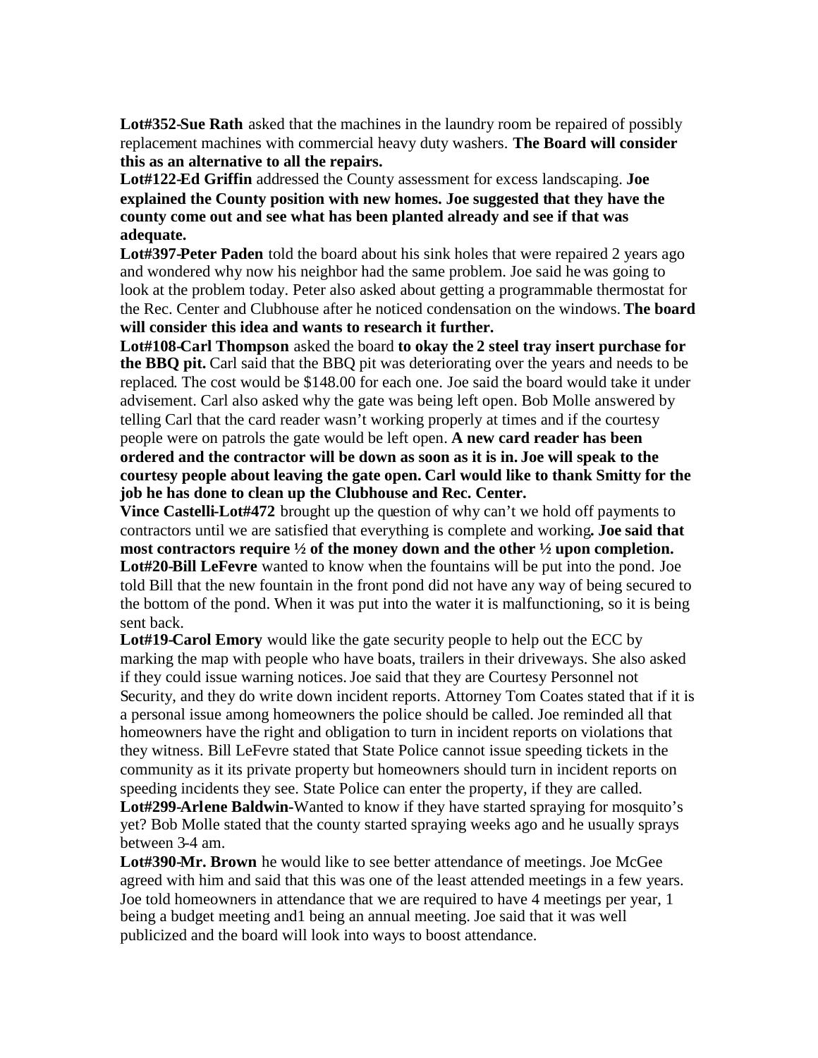**Lot#352-Sue Rath** asked that the machines in the laundry room be repaired of possibly replacement machines with commercial heavy duty washers. **The Board will consider this as an alternative to all the repairs.**

**Lot#122-Ed Griffin** addressed the County assessment for excess landscaping. **Joe explained the County position with new homes. Joe suggested that they have the county come out and see what has been planted already and see if that was adequate.**

**Lot#397-Peter Paden** told the board about his sink holes that were repaired 2 years ago and wondered why now his neighbor had the same problem. Joe said he was going to look at the problem today. Peter also asked about getting a programmable thermostat for the Rec. Center and Clubhouse after he noticed condensation on the windows. **The board will consider this idea and wants to research it further.**

**Lot#108-Carl Thompson** asked the board **to okay the 2 steel tray insert purchase for the BBQ pit.** Carl said that the BBQ pit was deteriorating over the years and needs to be replaced. The cost would be $148.00 for each one. Joe said the board would take it under advisement. Carl also asked why the gate was being left open. Bob Molle answered by telling Carl that the card reader wasn't working properly at times and if the courtesy people were on patrols the gate would be left open. **A new card reader has been ordered and the contractor will be down as soon as it is in. Joe will speak to the courtesy people about leaving the gate open. Carl would like to thank Smitty for the job he has done to clean up the Clubhouse and Rec. Center.**

**Vince Castelli-Lot#472** brought up the question of why can't we hold off payments to contractors until we are satisfied that everything is complete and working**. Joe said that most contractors require ½ of the money down and the other ½ upon completion.**

**Lot#20-Bill LeFevre** wanted to know when the fountains will be put into the pond. Joe told Bill that the new fountain in the front pond did not have any way of being secured to the bottom of the pond. When it was put into the water it is malfunctioning, so it is being sent back.

**Lot#19-Carol Emory** would like the gate security people to help out the ECC by marking the map with people who have boats, trailers in their driveways. She also asked if they could issue warning notices. Joe said that they are Courtesy Personnel not Security, and they do write down incident reports. Attorney Tom Coates stated that if it is a personal issue among homeowners the police should be called. Joe reminded all that homeowners have the right and obligation to turn in incident reports on violations that they witness. Bill LeFevre stated that State Police cannot issue speeding tickets in the community as it its private property but homeowners should turn in incident reports on speeding incidents they see. State Police can enter the property, if they are called.

**Lot#299-Arlene Baldwin-**Wanted to know if they have started spraying for mosquito's yet? Bob Molle stated that the county started spraying weeks ago and he usually sprays between 3-4 am.

**Lot#390-Mr. Brown** he would like to see better attendance of meetings. Joe McGee agreed with him and said that this was one of the least attended meetings in a few years. Joe told homeowners in attendance that we are required to have 4 meetings per year, 1 being a budget meeting and1 being an annual meeting. Joe said that it was well publicized and the board will look into ways to boost attendance.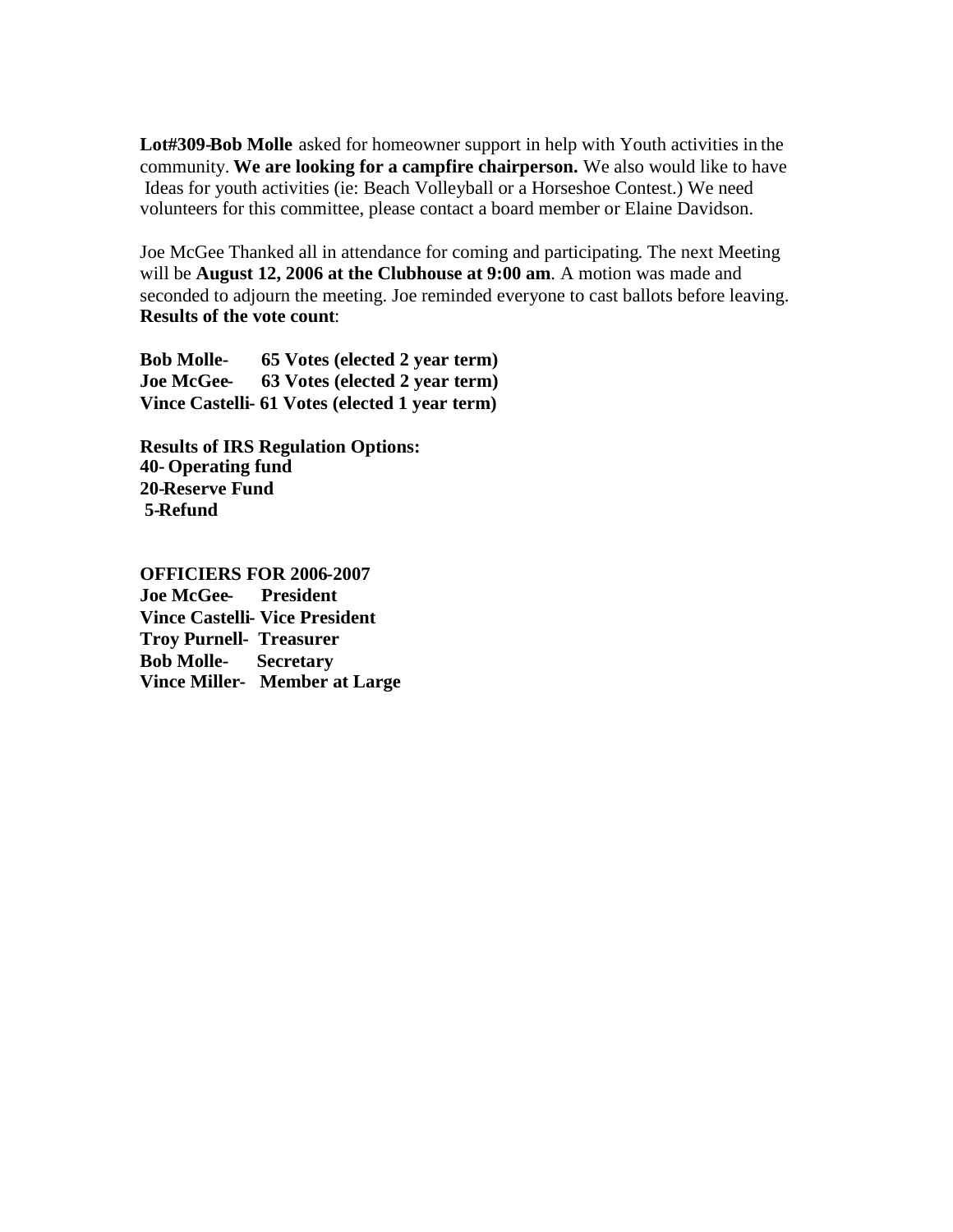**Lot#309-Bob Molle** asked for homeowner support in help with Youth activities in the community. **We are looking for a campfire chairperson.** We also would like to have Ideas for youth activities (ie: Beach Volleyball or a Horseshoe Contest.) We need volunteers for this committee, please contact a board member or Elaine Davidson.

Joe McGee Thanked all in attendance for coming and participating. The next Meeting will be **August 12, 2006 at the Clubhouse at 9:00 am**. A motion was made and seconded to adjourn the meeting. Joe reminded everyone to cast ballots before leaving. **Results of the vote count**:

**Bob Molle- 65 Votes (elected 2 year term)**
**Joe McGee- 63 Votes (elected 2 year term)**
**Vince Castelli- 61 Votes (elected 1 year term)**

**Results of IRS Regulation Options:**
**40- Operating fund**
**20-Reserve Fund**
**5-Refund**

**OFFICIERS FOR 2006-2007**
**Joe McGee- President**
**Vince Castelli- Vice President**
**Troy Purnell- Treasurer**
**Bob Molle- Secretary**
**Vince Miller- Member at Large**